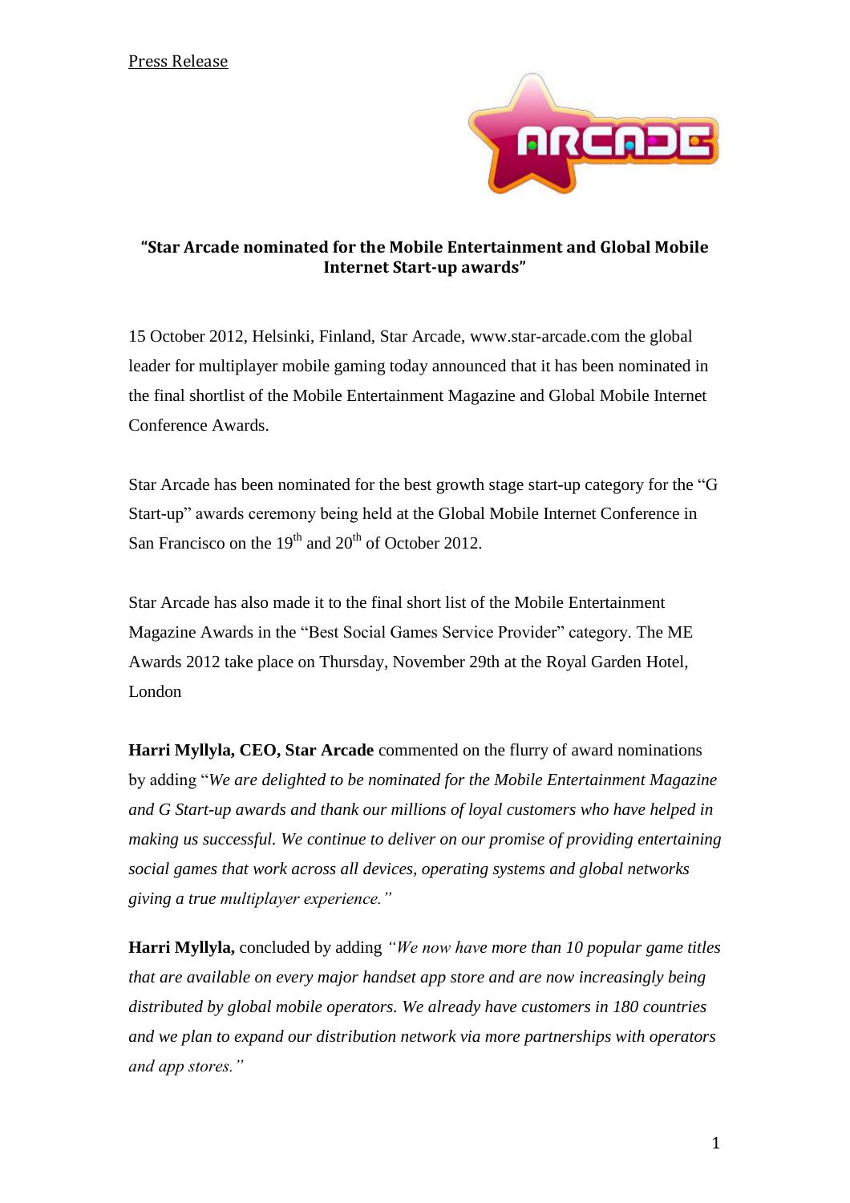Press Release

## "Star Arcade nominated for the Mobile Entertainment and Global Mobile Internet Start-up awards"

15 October 2012, Helsinki, Finland, Star Arcade, www.star-arcade.com the global leader for multiplayer mobile gaming today announced that it has been nominated in the final shortlist of the Mobile Entertainment Magazine and Global Mobile Internet Conference Awards.

Star Arcade has been nominated for the best growth stage start-up category for the "G Start-up" awards ceremony being held at the Global Mobile Internet Conference in San Francisco on the 19th and 20th of October 2012.

Star Arcade has also made it to the final short list of the Mobile Entertainment Magazine Awards in the "Best Social Games Service Provider" category. The ME Awards 2012 take place on Thursday, November 29th at the Royal Garden Hotel, London

**Harri Myllyla, CEO, Star Arcade** commented on the flurry of award nominations by adding "*We are delighted to be nominated for the Mobile Entertainment Magazine and G Start-up awards and thank our millions of loyal customers who have helped in making us successful. We continue to deliver on our promise of providing entertaining social games that work across all devices, operating systems and global networks giving a true multiplayer experience."*

**Harri Myllyla,** concluded by adding *"We now have more than 10 popular game titles that are available on every major handset app store and are now increasingly being distributed by global mobile operators. We already have customers in 180 countries and we plan to expand our distribution network via more partnerships with operators and app stores."*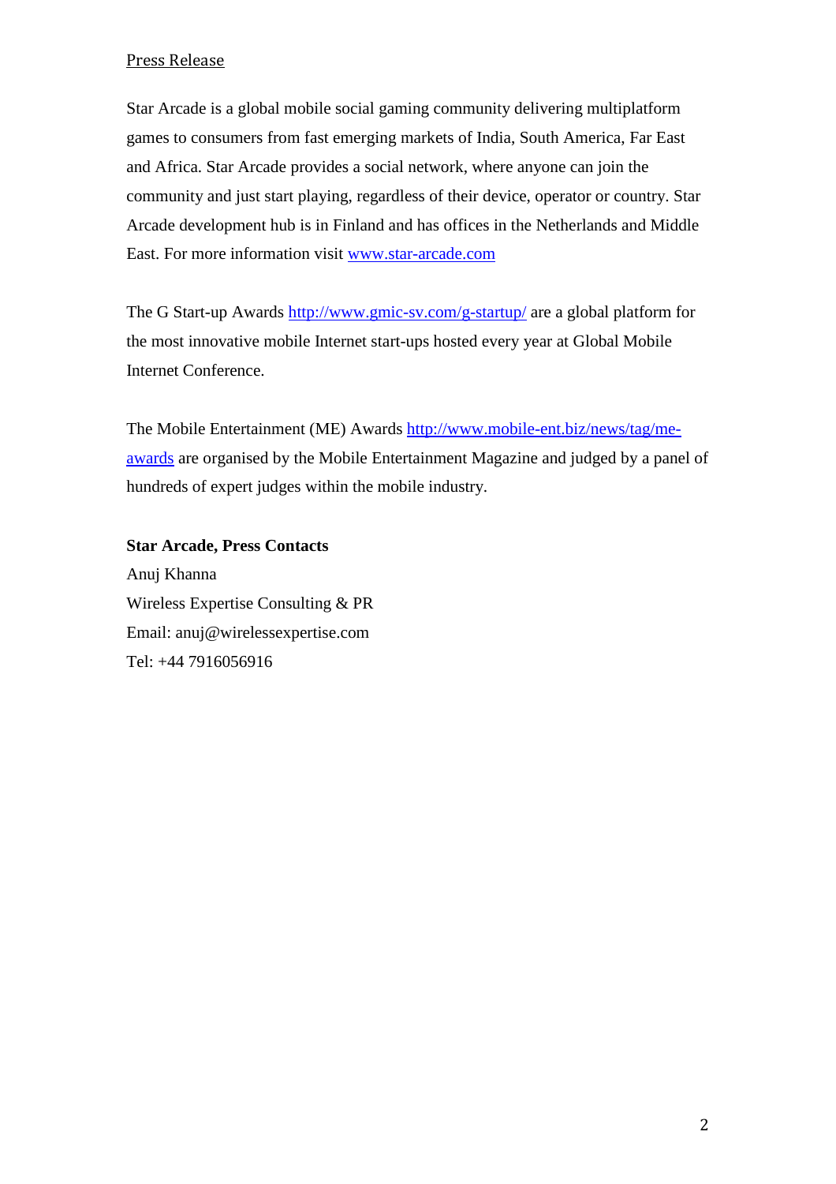Press Release

Star Arcade is a global mobile social gaming community delivering multiplatform games to consumers from fast emerging markets of India, South America, Far East and Africa. Star Arcade provides a social network, where anyone can join the community and just start playing, regardless of their device, operator or country. Star Arcade development hub is in Finland and has offices in the Netherlands and Middle East. For more information visit [www.star-arcade.com](www.star-arcade.com)

The G Start-up Awards [http://www.gmic-sv.com/g-startup/](http://www.gmic-sv.com/g-startup/) are a global platform for the most innovative mobile Internet start-ups hosted every year at Global Mobile Internet Conference.

The Mobile Entertainment (ME) Awards [http://www.mobile-ent.biz/news/tag/me-awards](http://www.mobile-ent.biz/news/tag/me-awards) are organised by the Mobile Entertainment Magazine and judged by a panel of hundreds of expert judges within the mobile industry.

**Star Arcade, Press Contacts**

Anuj Khanna
Wireless Expertise Consulting & PR
Email: anuj@wirelessexpertise.com
Tel: +44 7916056916